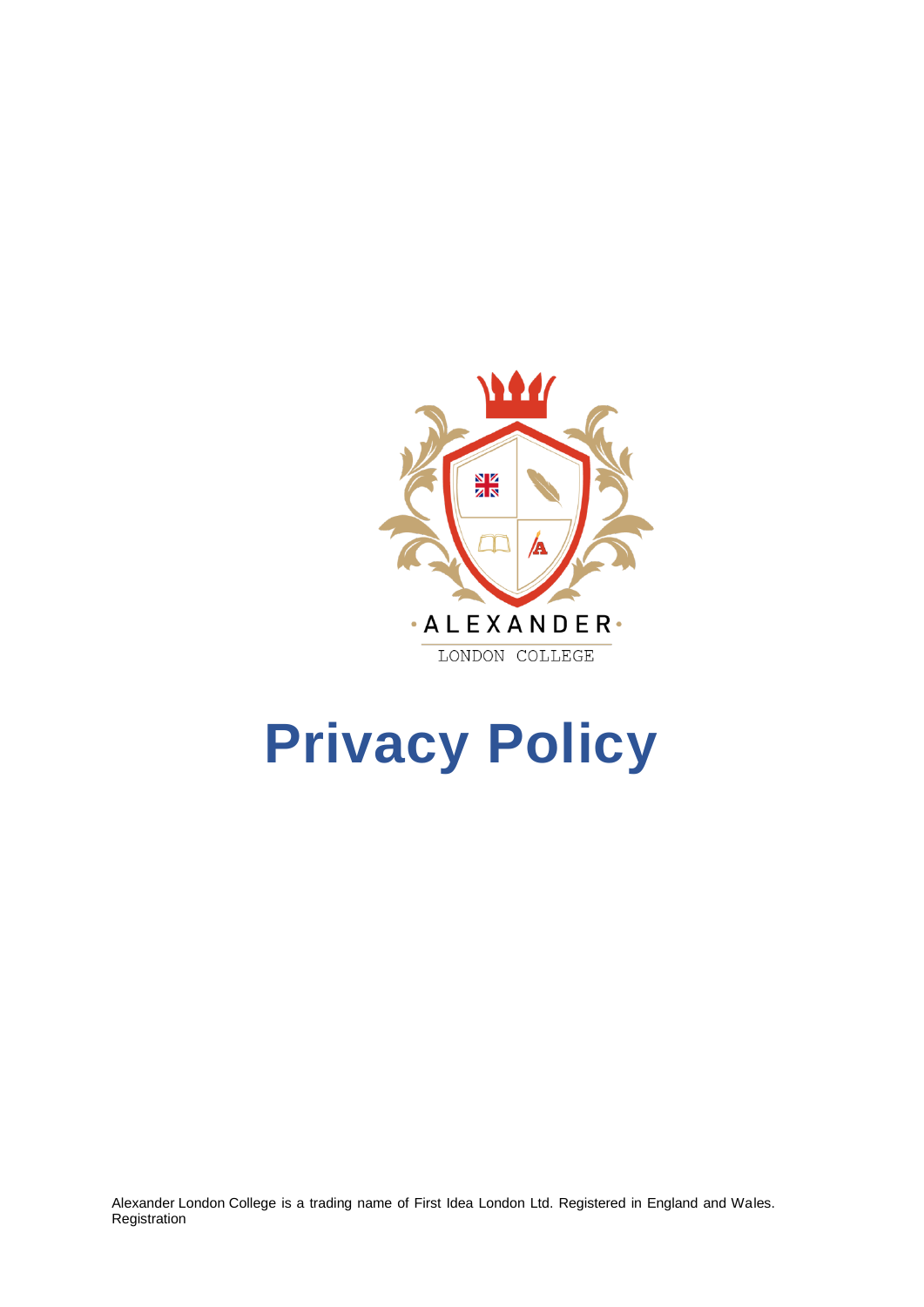ALEXANDER

LONDON COLLEGE

# Privacy Policy

Alexander London College is a trading name of First Idea London Ltd. Registered in England and Wales. Registration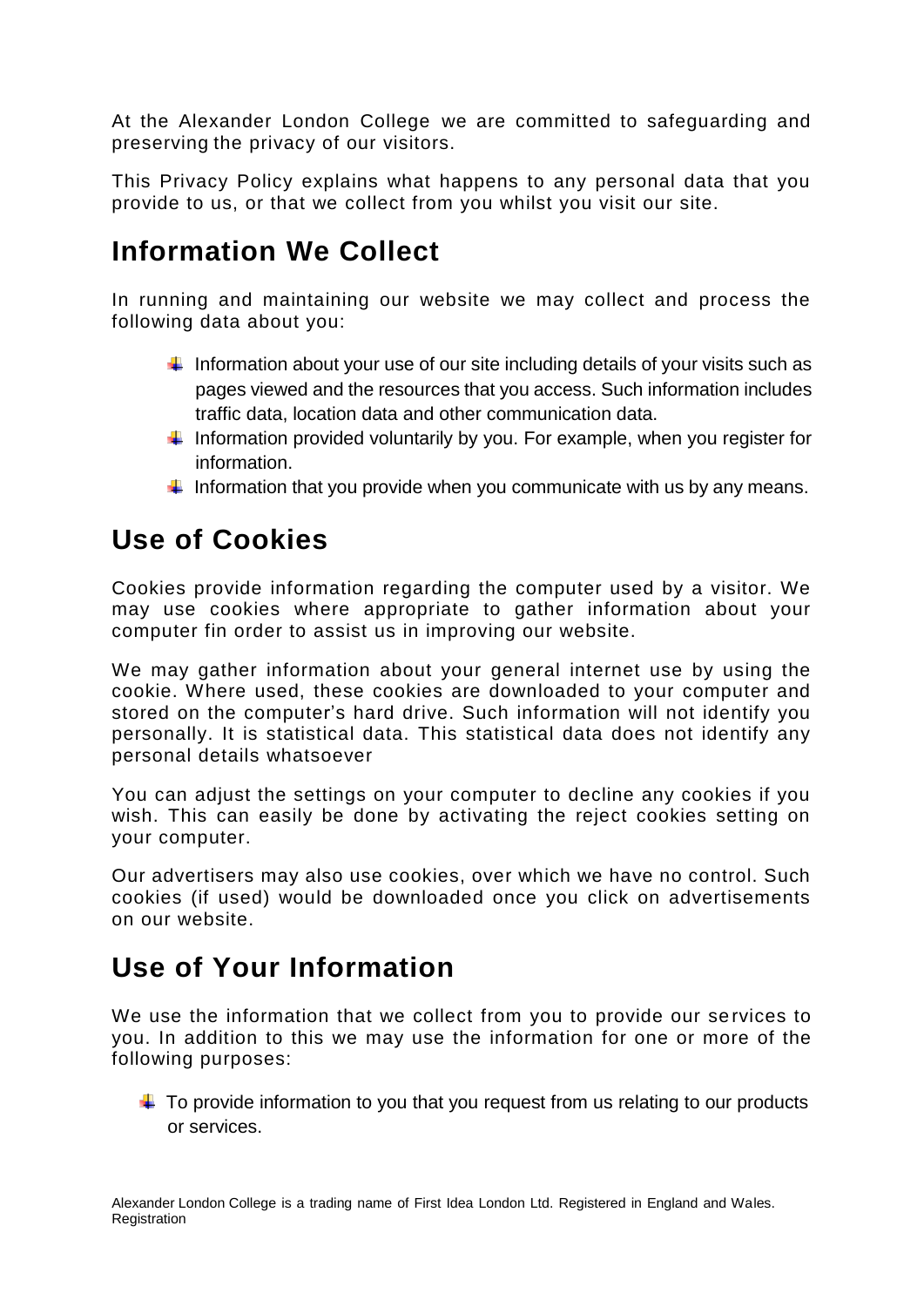At the Alexander London College we are committed to safeguarding and preserving the privacy of our visitors.

This Privacy Policy explains what happens to any personal data that you provide to us, or that we collect from you whilst you visit our site.

## Information We Collect

In running and maintaining our website we may collect and process the following data about you:

- Information about your use of our site including details of your visits such as pages viewed and the resources that you access. Such information includes traffic data, location data and other communication data.
- Information provided voluntarily by you. For example, when you register for information.
- Information that you provide when you communicate with us by any means.

## Use of Cookies

Cookies provide information regarding the computer used by a visitor. We may use cookies where appropriate to gather information about your computer fin order to assist us in improving our website.

We may gather information about your general internet use by using the cookie. Where used, these cookies are downloaded to your computer and stored on the computer's hard drive. Such information will not identify you personally. It is statistical data. This statistical data does not identify any personal details whatsoever

You can adjust the settings on your computer to decline any cookies if you wish. This can easily be done by activating the reject cookies setting on your computer.

Our advertisers may also use cookies, over which we have no control. Such cookies (if used) would be downloaded once you click on advertisements on our website.

## Use of Your Information

We use the information that we collect from you to provide our services to you. In addition to this we may use the information for one or more of the following purposes:

- To provide information to you that you request from us relating to our products or services.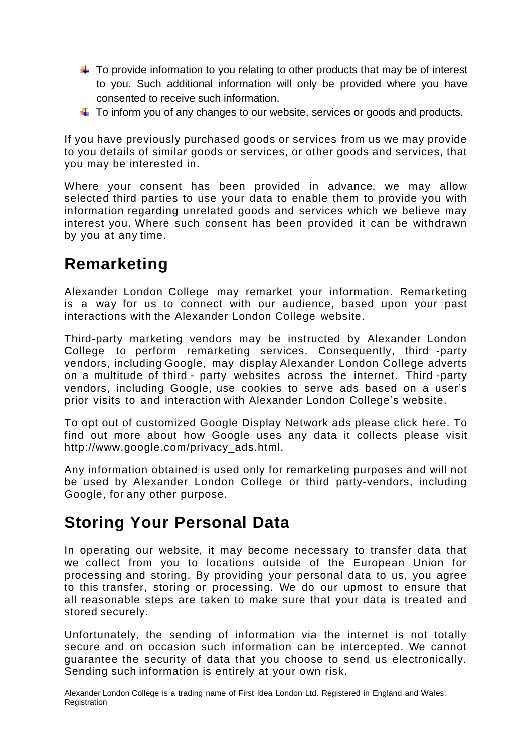- To provide information to you relating to other products that may be of interest to you. Such additional information will only be provided where you have consented to receive such information.
- To inform you of any changes to our website, services or goods and products.

If you have previously purchased goods or services from us we may provide to you details of similar goods or services, or other goods and services, that you may be interested in.

Where your consent has been provided in advance, we may allow selected third parties to use your data to enable them to provide you with information regarding unrelated goods and services which we believe may interest you. Where such consent has been provided it can be withdrawn by you at any time.

## Remarketing

Alexander London College may remarket your information. Remarketing is a way for us to connect with our audience, based upon your past interactions with the Alexander London College website.

Third-party marketing vendors may be instructed by Alexander London College to perform remarketing services. Consequently, third -party vendors, including Google, may display Alexander London College adverts on a multitude of third - party websites across the internet. Third -party vendors, including Google, use cookies to serve ads based on a user's prior visits to and interaction with Alexander London College's website.

To opt out of customized Google Display Network ads please click here. To find out more about how Google uses any data it collects please visit http://www.google.com/privacy_ads.html.

Any information obtained is used only for remarketing purposes and will not be used by Alexander London College or third party-vendors, including Google, for any other purpose.

## Storing Your Personal Data

In operating our website, it may become necessary to transfer data that we collect from you to locations outside of the European Union for processing and storing. By providing your personal data to us, you agree to this transfer, storing or processing. We do our upmost to ensure that all reasonable steps are taken to make sure that your data is treated and stored securely.

Unfortunately, the sending of information via the internet is not totally secure and on occasion such information can be intercepted. We cannot guarantee the security of data that you choose to send us electronically. Sending such information is entirely at your own risk.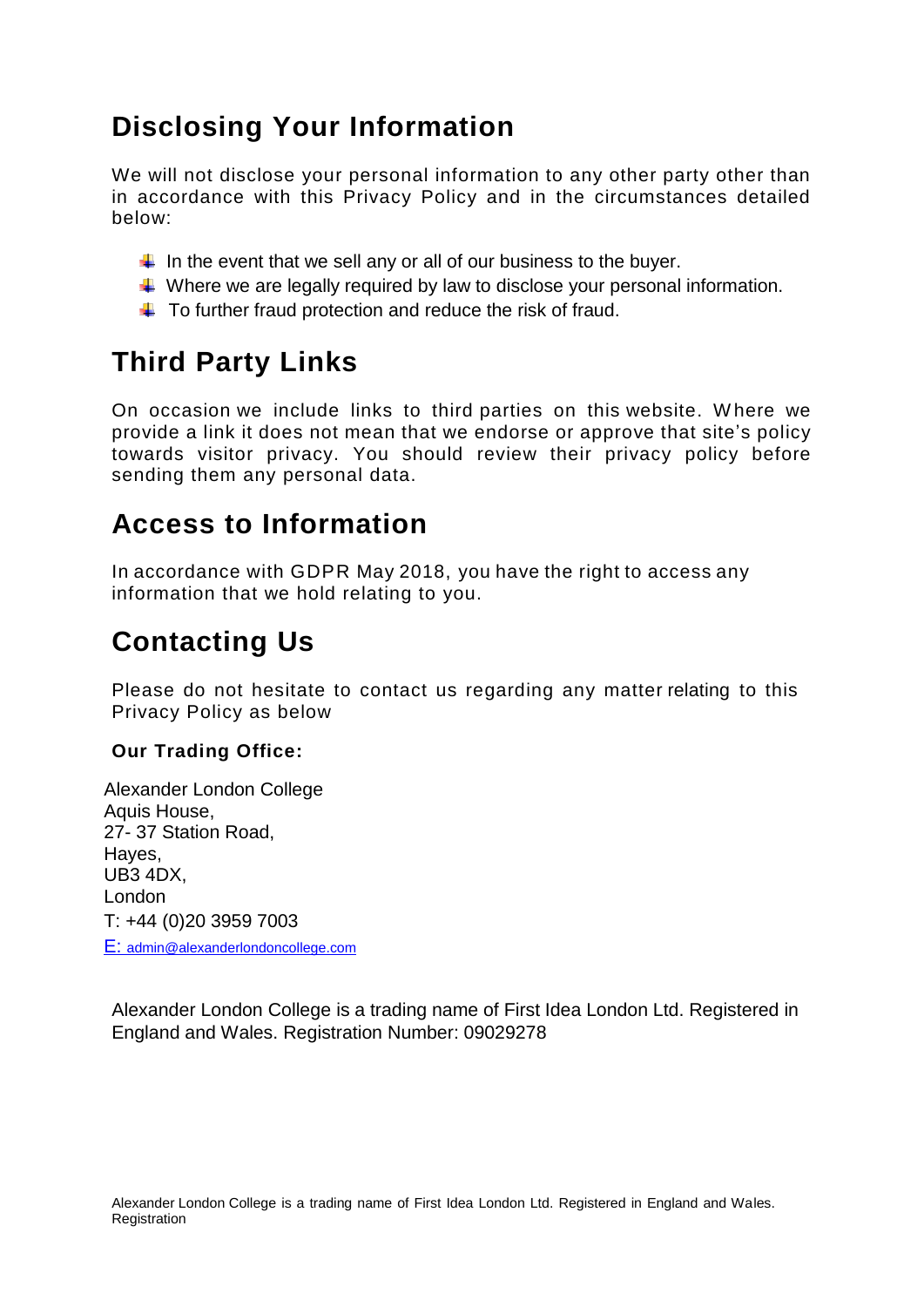## Disclosing Your Information

We will not disclose your personal information to any other party other than in accordance with this Privacy Policy and in the circumstances detailed below:

- In the event that we sell any or all of our business to the buyer.
- Where we are legally required by law to disclose your personal information.
- To further fraud protection and reduce the risk of fraud.

## Third Party Links

On occasion we include links to third parties on this website. Where we provide a link it does not mean that we endorse or approve that site's policy towards visitor privacy. You should review their privacy policy before sending them any personal data.

## Access to Information

In accordance with GDPR May 2018, you have the right to access any information that we hold relating to you.

## Contacting Us

Please do not hesitate to contact us regarding any matter relating to this Privacy Policy as below

**Our Trading Office:**

Alexander London College
Aquis House,
27- 37 Station Road,
Hayes,
UB3 4DX,
London
T: +44 (0)20 3959 7003
E: admin@alexanderlondoncollege.com

Alexander London College is a trading name of First Idea London Ltd. Registered in England and Wales. Registration Number: 09029278